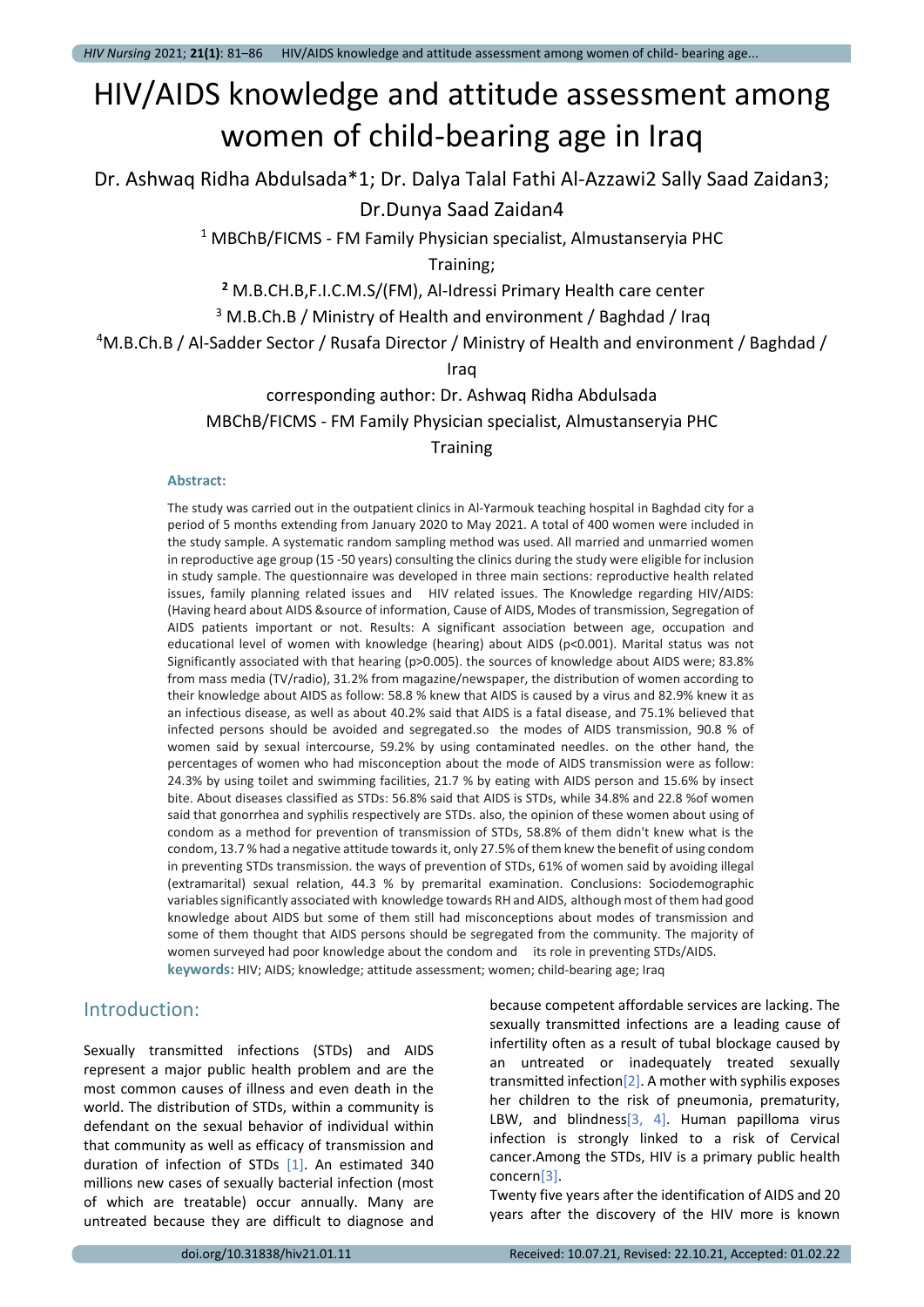# HIV/AIDS knowledge and attitude assessment among women of child-bearing age in Iraq

Dr. Ashwaq Ridha Abdulsada*1; Dr. Dalya Talal Fathi Al-Azzawi2 Sally Saad Zaidan3; Dr.Dunya Saad Zaidan4

[1] MBChB/FICMS - FM Family Physician specialist, Almustanseryia PHC Training;

[2] M.B.CH.B,F.I.C.M.S/(FM), Al-Idressi Primary Health care center

[3] M.B.Ch.B / Ministry of Health and environment / Baghdad / Iraq

[4]M.B.Ch.B / Al-Sadder Sector / Rusafa Director / Ministry of Health and environment / Baghdad / Iraq

corresponding author: Dr. Ashwaq Ridha Abdulsada

MBChB/FICMS - FM Family Physician specialist, Almustanseryia PHC Training

### Abstract:

The study was carried out in the outpatient clinics in Al-Yarmouk teaching hospital in Baghdad city for a period of 5 months extending from January 2020 to May 2021. A total of 400 women were included in the study sample. A systematic random sampling method was used. All married and unmarried women in reproductive age group (15 -50 years) consulting the clinics during the study were eligible for inclusion in study sample. The questionnaire was developed in three main sections: reproductive health related issues, family planning related issues and HIV related issues. The Knowledge regarding HIV/AIDS: (Having heard about AIDS &source of information, Cause of AIDS, Modes of transmission, Segregation of AIDS patients important or not. Results: A significant association between age, occupation and educational level of women with knowledge (hearing) about AIDS ($p<0.001$). Marital status was not Significantly associated with that hearing ($p>0.005$). the sources of knowledge about AIDS were; 83.8% from mass media (TV/radio), 31.2% from magazine/newspaper, the distribution of women according to their knowledge about AIDS as follow: 58.8 % knew that AIDS is caused by a virus and 82.9% knew it as an infectious disease, as well as about 40.2% said that AIDS is a fatal disease, and 75.1% believed that infected persons should be avoided and segregated.so the modes of AIDS transmission, 90.8 % of women said by sexual intercourse, 59.2% by using contaminated needles. on the other hand, the percentages of women who had misconception about the mode of AIDS transmission were as follow: 24.3% by using toilet and swimming facilities, 21.7 % by eating with AIDS person and 15.6% by insect bite. About diseases classified as STDs: 56.8% said that AIDS is STDs, while 34.8% and 22.8 %of women said that gonorrhea and syphilis respectively are STDs. also, the opinion of these women about using of condom as a method for prevention of transmission of STDs, 58.8% of them didn't knew what is the condom, 13.7 % had a negative attitude towards it, only 27.5% of them knew the benefit of using condom in preventing STDs transmission. the ways of prevention of STDs, 61% of women said by avoiding illegal (extramarital) sexual relation, 44.3 % by premarital examination. Conclusions: Sociodemographic variables significantly associated with knowledge towards RH and AIDS, although most of them had good knowledge about AIDS but some of them still had misconceptions about modes of transmission and some of them thought that AIDS persons should be segregated from the community. The majority of women surveyed had poor knowledge about the condom and its role in preventing STDs/AIDS.

**keywords:** HIV; AIDS; knowledge; attitude assessment; women; child-bearing age; Iraq

## Introduction:

Sexually transmitted infections (STDs) and AIDS represent a major public health problem and are the most common causes of illness and even death in the world. The distribution of STDs, within a community is defendant on the sexual behavior of individual within that community as well as efficacy of transmission and duration of infection of STDs [1]. An estimated 340 millions new cases of sexually bacterial infection (most of which are treatable) occur annually. Many are untreated because they are difficult to diagnose and because competent affordable services are lacking. The sexually transmitted infections are a leading cause of infertility often as a result of tubal blockage caused by an untreated or inadequately treated sexually transmitted infection[2]. A mother with syphilis exposes her children to the risk of pneumonia, prematurity, LBW, and blindness[3, 4]. Human papilloma virus infection is strongly linked to a risk of Cervical cancer.Among the STDs, HIV is a primary public health concern[3].

Twenty five years after the identification of AIDS and 20 years after the discovery of the HIV more is known

doi.org/10.31838/hiv21.01.11

Received: 10.07.21, Revised: 22.10.21, Accepted: 01.02.22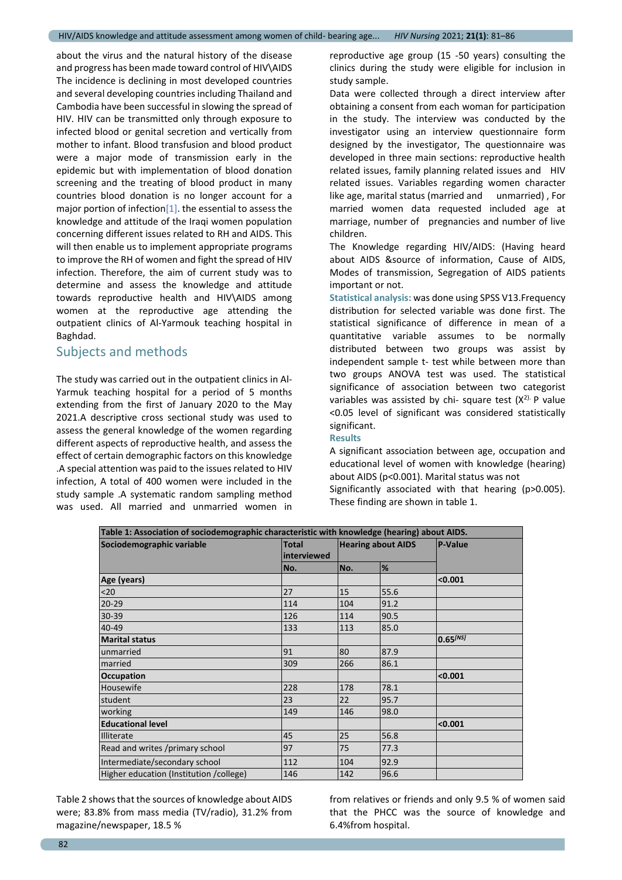about the virus and the natural history of the disease and progress has been made toward control of HIV\AIDS The incidence is declining in most developed countries and several developing countries including Thailand and Cambodia have been successful in slowing the spread of HIV. HIV can be transmitted only through exposure to infected blood or genital secretion and vertically from mother to infant. Blood transfusion and blood product were a major mode of transmission early in the epidemic but with implementation of blood donation screening and the treating of blood product in many countries blood donation is no longer account for a major portion of infection[1]. the essential to assess the knowledge and attitude of the Iraqi women population concerning different issues related to RH and AIDS. This will then enable us to implement appropriate programs to improve the RH of women and fight the spread of HIV infection. Therefore, the aim of current study was to determine and assess the knowledge and attitude towards reproductive health and HIV\AIDS among women at the reproductive age attending the outpatient clinics of Al-Yarmouk teaching hospital in Baghdad.

## Subjects and methods

The study was carried out in the outpatient clinics in Al-Yarmuk teaching hospital for a period of 5 months extending from the first of January 2020 to the May 2021.A descriptive cross sectional study was used to assess the general knowledge of the women regarding different aspects of reproductive health, and assess the effect of certain demographic factors on this knowledge .A special attention was paid to the issues related to HIV infection, A total of 400 women were included in the study sample .A systematic random sampling method was used. All married and unmarried women in reproductive age group (15 -50 years) consulting the clinics during the study were eligible for inclusion in study sample.

Data were collected through a direct interview after obtaining a consent from each woman for participation in the study. The interview was conducted by the investigator using an interview questionnaire form designed by the investigator, The questionnaire was developed in three main sections: reproductive health related issues, family planning related issues and HIV related issues. Variables regarding women character like age, marital status (married and unmarried) , For married women data requested included age at marriage, number of pregnancies and number of live children.

The Knowledge regarding HIV/AIDS: (Having heard about AIDS &source of information, Cause of AIDS, Modes of transmission, Segregation of AIDS patients important or not.

**Statistical analysis:** was done using SPSS V13.Frequency distribution for selected variable was done first. The statistical significance of difference in mean of a quantitative variable assumes to be normally distributed between two groups was assist by independent sample t- test while between more than two groups ANOVA test was used. The statistical significance of association between two categorist variables was assisted by chi- square test ($X^{2}$). P value <0.05 level of significant was considered statistically significant.

### Results

A significant association between age, occupation and educational level of women with knowledge (hearing) about AIDS (p<0.001). Marital status was not Significantly associated with that hearing (p>0.005). These finding are shown in table 1.

**Table 1: Association of sociodemographic characteristic with knowledge (hearing) about AIDS.**

| Sociodemographic variable | Total interviewed | Hearing about AIDS | | P-Value |
|---|---|---|---|---|
| | No. | No. | % | |
| **Age (years)** | | | | **<0.001** |
| <20 | 27 | 15 | 55.6 | |
| 20-29 | 114 | 104 | 91.2 | |
| 30-39 | 126 | 114 | 90.5 | |
| 40-49 | 133 | 113 | 85.0 | |
| **Marital status** | | | | **0.65** *[NS]* |
| unmarried | 91 | 80 | 87.9 | |
| married | 309 | 266 | 86.1 | |
| **Occupation** | | | | **<0.001** |
| Housewife | 228 | 178 | 78.1 | |
| student | 23 | 22 | 95.7 | |
| working | 149 | 146 | 98.0 | |
| **Educational level** | | | | **<0.001** |
| Illiterate | 45 | 25 | 56.8 | |
| Read and writes /primary school | 97 | 75 | 77.3 | |
| Intermediate/secondary school | 112 | 104 | 92.9 | |
| Higher education (Institution /college) | 146 | 142 | 96.6 | |

Table 2 shows that the sources of knowledge about AIDS were; 83.8% from mass media (TV/radio), 31.2% from magazine/newspaper, 18.5 % from relatives or friends and only 9.5 % of women said that the PHCC was the source of knowledge and 6.4%from hospital.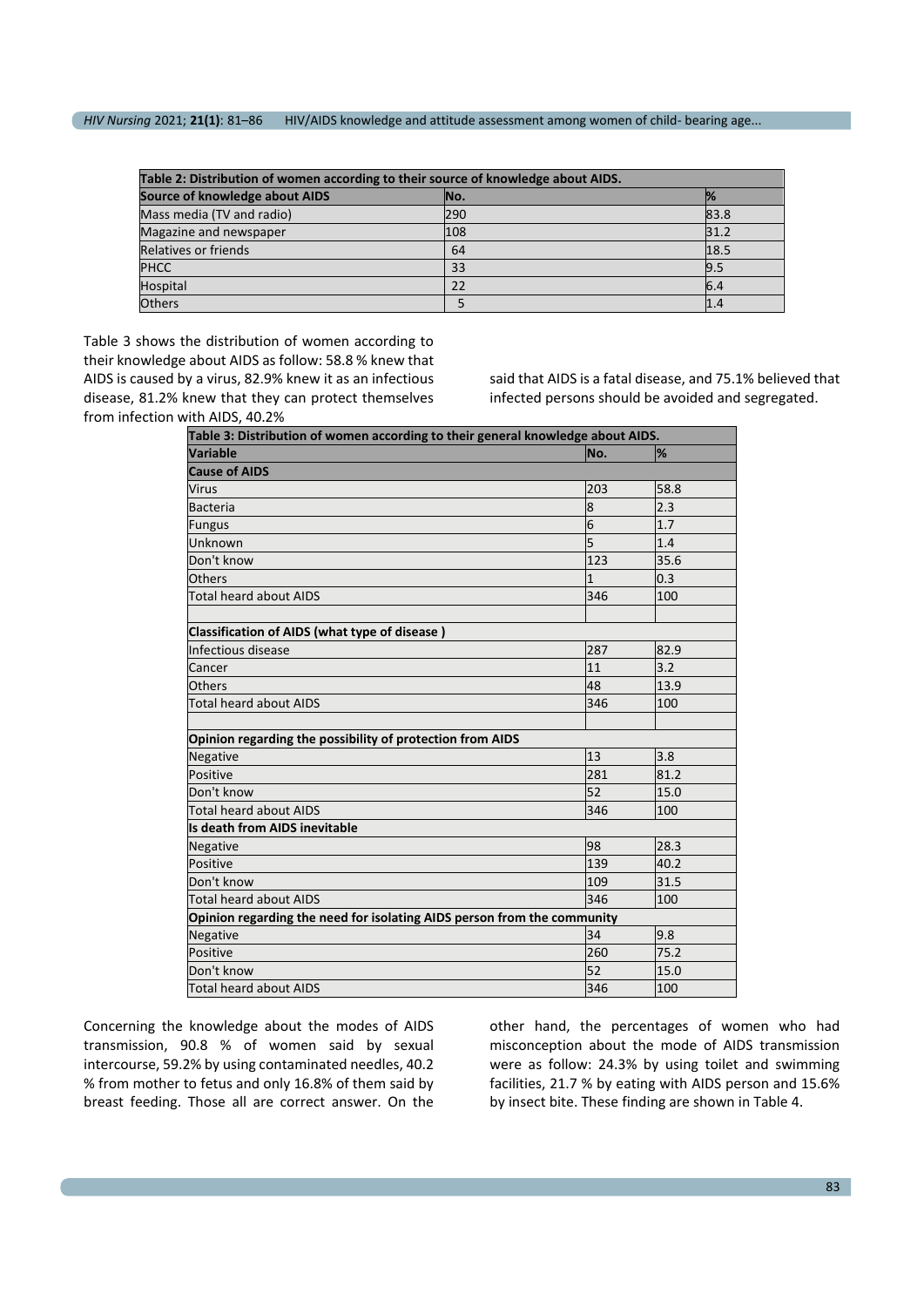| Table 2: Distribution of women according to their source of knowledge about AIDS. | | |
|---|---|---|
| **Source of knowledge about AIDS** | **No.** | **%** |
| Mass media (TV and radio) | 290 | 83.8 |
| Magazine and newspaper | 108 | 31.2 |
| Relatives or friends | 64 | 18.5 |
| PHCC | 33 | 9.5 |
| Hospital | 22 | 6.4 |
| Others | 5 | 1.4 |

Table 3 shows the distribution of women according to their knowledge about AIDS as follow: 58.8 % knew that AIDS is caused by a virus, 82.9% knew it as an infectious disease, 81.2% knew that they can protect themselves from infection with AIDS, 40.2% said that AIDS is a fatal disease, and 75.1% believed that infected persons should be avoided and segregated.

| Table 3: Distribution of women according to their general knowledge about AIDS. | | |
|---|---|---|
| **Variable** | **No.** | **%** |
| **Cause of AIDS** | | |
| Virus | 203 | 58.8 |
| Bacteria | 8 | 2.3 |
| Fungus | 6 | 1.7 |
| Unknown | 5 | 1.4 |
| Don't know | 123 | 35.6 |
| Others | 1 | 0.3 |
| Total heard about AIDS | 346 | 100 |
| | | |
| **Classification of AIDS (what type of disease )** | | |
| Infectious disease | 287 | 82.9 |
| Cancer | 11 | 3.2 |
| Others | 48 | 13.9 |
| Total heard about AIDS | 346 | 100 |
| | | |
| **Opinion regarding the possibility of protection from AIDS** | | |
| Negative | 13 | 3.8 |
| Positive | 281 | 81.2 |
| Don't know | 52 | 15.0 |
| Total heard about AIDS | 346 | 100 |
| **Is death from AIDS inevitable** | | |
| Negative | 98 | 28.3 |
| Positive | 139 | 40.2 |
| Don't know | 109 | 31.5 |
| Total heard about AIDS | 346 | 100 |
| **Opinion regarding the need for isolating AIDS person from the community** | | |
| Negative | 34 | 9.8 |
| Positive | 260 | 75.2 |
| Don't know | 52 | 15.0 |
| Total heard about AIDS | 346 | 100 |

Concerning the knowledge about the modes of AIDS transmission, 90.8 % of women said by sexual intercourse, 59.2% by using contaminated needles, 40.2 % from mother to fetus and only 16.8% of them said by breast feeding. Those all are correct answer. On the other hand, the percentages of women who had misconception about the mode of AIDS transmission were as follow: 24.3% by using toilet and swimming facilities, 21.7 % by eating with AIDS person and 15.6% by insect bite. These finding are shown in Table 4.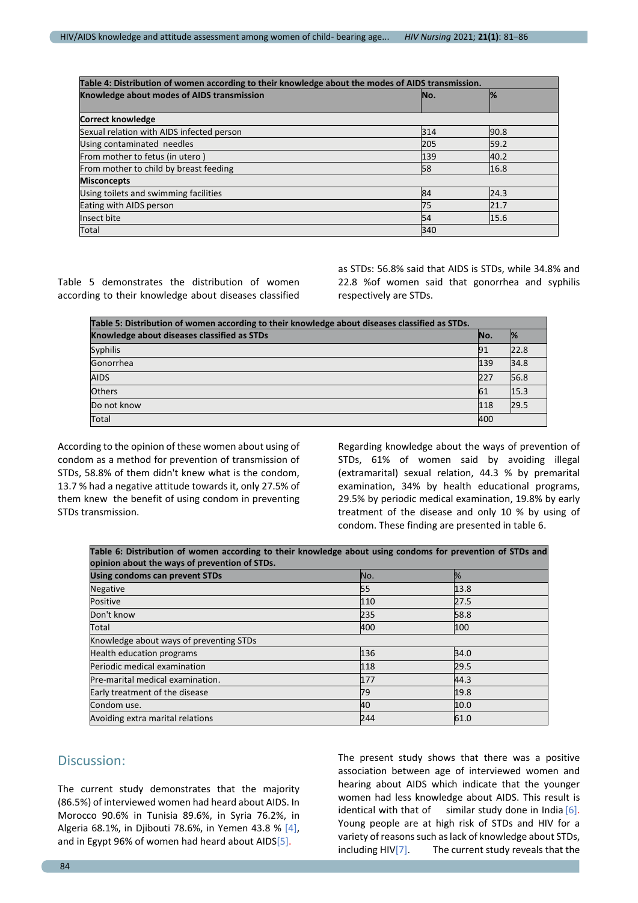| Table 4: Distribution of women according to their knowledge about the modes of AIDS transmission. | | |
|---|---|---|
| **Knowledge about modes of AIDS transmission** | **No.** | **%** |
| **Correct knowledge** | | |
| Sexual relation with AIDS infected person | 314 | 90.8 |
| Using contaminated needles | 205 | 59.2 |
| From mother to fetus (in utero ) | 139 | 40.2 |
| From mother to child by breast feeding | 58 | 16.8 |
| **Misconcepts** | | |
| Using toilets and swimming facilities | 84 | 24.3 |
| Eating with AIDS person | 75 | 21.7 |
| Insect bite | 54 | 15.6 |
| Total | 340 | |

Table 5 demonstrates the distribution of women according to their knowledge about diseases classified as STDs: 56.8% said that AIDS is STDs, while 34.8% and 22.8 %of women said that gonorrhea and syphilis respectively are STDs.

| Table 5: Distribution of women according to their knowledge about diseases classified as STDs. | | |
|---|---|---|
| **Knowledge about diseases classified as STDs** | **No.** | **%** |
| Syphilis | 91 | 22.8 |
| Gonorrhea | 139 | 34.8 |
| AIDS | 227 | 56.8 |
| Others | 61 | 15.3 |
| Do not know | 118 | 29.5 |
| Total | 400 | |

According to the opinion of these women about using of condom as a method for prevention of transmission of STDs, 58.8% of them didn't knew what is the condom, 13.7 % had a negative attitude towards it, only 27.5% of them knew the benefit of using condom in preventing STDs transmission.

Regarding knowledge about the ways of prevention of STDs, 61% of women said by avoiding illegal (extramarital) sexual relation, 44.3 % by premarital examination, 34% by health educational programs, 29.5% by periodic medical examination, 19.8% by early treatment of the disease and only 10 % by using of condom. These finding are presented in table 6.

| Table 6: Distribution of women according to their knowledge about using condoms for prevention of STDs and opinion about the ways of prevention of STDs. | | |
|---|---|---|
| **Using condoms can prevent STDs** | No. | % |
| Negative | 55 | 13.8 |
| Positive | 110 | 27.5 |
| Don't know | 235 | 58.8 |
| Total | 400 | 100 |
| Knowledge about ways of preventing STDs | | |
| Health education programs | 136 | 34.0 |
| Periodic medical examination | 118 | 29.5 |
| Pre-marital medical examination. | 177 | 44.3 |
| Early treatment of the disease | 79 | 19.8 |
| Condom use. | 40 | 10.0 |
| Avoiding extra marital relations | 244 | 61.0 |

## Discussion:

The current study demonstrates that the majority (86.5%) of interviewed women had heard about AIDS. In Morocco 90.6% in Tunisia 89.6%, in Syria 76.2%, in Algeria 68.1%, in Djibouti 78.6%, in Yemen 43.8 % [4], and in Egypt 96% of women had heard about AIDS[5].

The present study shows that there was a positive association between age of interviewed women and hearing about AIDS which indicate that the younger women had less knowledge about AIDS. This result is identical with that of similar study done in India [6]. Young people are at high risk of STDs and HIV for a variety of reasons such as lack of knowledge about STDs, including HIV[7]. The current study reveals that the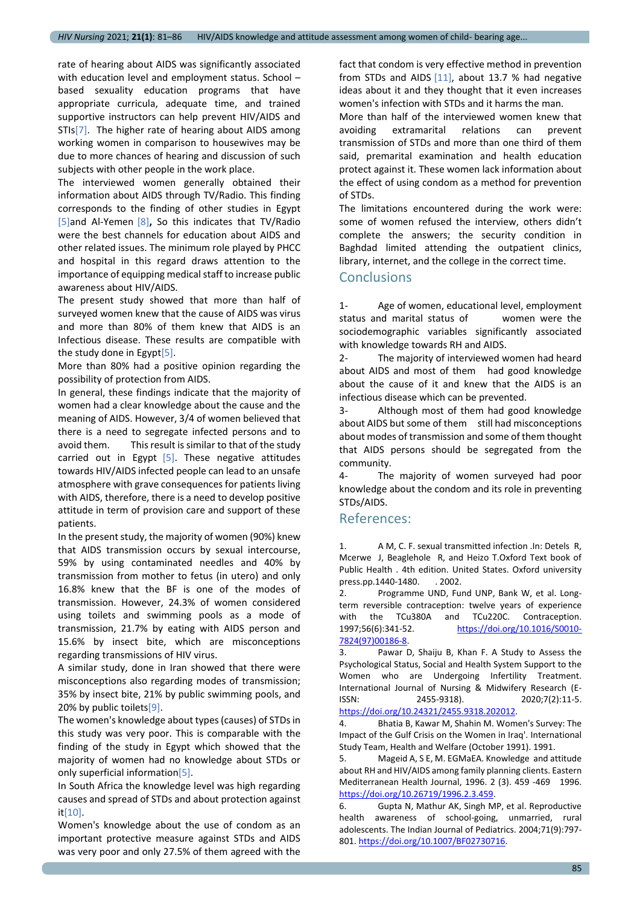rate of hearing about AIDS was significantly associated with education level and employment status. School –based sexuality education programs that have appropriate curricula, adequate time, and trained supportive instructors can help prevent HIV/AIDS and STIs[7]. The higher rate of hearing about AIDS among working women in comparison to housewives may be due to more chances of hearing and discussion of such subjects with other people in the work place.

The interviewed women generally obtained their information about AIDS through TV/Radio. This finding corresponds to the finding of other studies in Egypt [5]and Al-Yemen [8], So this indicates that TV/Radio were the best channels for education about AIDS and other related issues. The minimum role played by PHCC and hospital in this regard draws attention to the importance of equipping medical staff to increase public awareness about HIV/AIDS.

The present study showed that more than half of surveyed women knew that the cause of AIDS was virus and more than 80% of them knew that AIDS is an Infectious disease. These results are compatible with the study done in Egypt[5].

More than 80% had a positive opinion regarding the possibility of protection from AIDS.

In general, these findings indicate that the majority of women had a clear knowledge about the cause and the meaning of AIDS. However, 3/4 of women believed that there is a need to segregate infected persons and to avoid them. This result is similar to that of the study carried out in Egypt [5]. These negative attitudes towards HIV/AIDS infected people can lead to an unsafe atmosphere with grave consequences for patients living with AIDS, therefore, there is a need to develop positive attitude in term of provision care and support of these patients.

In the present study, the majority of women (90%) knew that AIDS transmission occurs by sexual intercourse, 59% by using contaminated needles and 40% by transmission from mother to fetus (in utero) and only 16.8% knew that the BF is one of the modes of transmission. However, 24.3% of women considered using toilets and swimming pools as a mode of transmission, 21.7% by eating with AIDS person and 15.6% by insect bite, which are misconceptions regarding transmissions of HIV virus.

A similar study, done in Iran showed that there were misconceptions also regarding modes of transmission; 35% by insect bite, 21% by public swimming pools, and 20% by public toilets[9].

The women's knowledge about types (causes) of STDs in this study was very poor. This is comparable with the finding of the study in Egypt which showed that the majority of women had no knowledge about STDs or only superficial information[5].

In South Africa the knowledge level was high regarding causes and spread of STDs and about protection against it[10].

Women's knowledge about the use of condom as an important protective measure against STDs and AIDS was very poor and only 27.5% of them agreed with the fact that condom is very effective method in prevention from STDs and AIDS [11], about 13.7 % had negative ideas about it and they thought that it even increases women's infection with STDs and it harms the man.

More than half of the interviewed women knew that avoiding extramarital relations can prevent transmission of STDs and more than one third of them said, premarital examination and health education protect against it. These women lack information about the effect of using condom as a method for prevention of STDs.

The limitations encountered during the work were: some of women refused the interview, others didn't complete the answers; the security condition in Baghdad limited attending the outpatient clinics, library, internet, and the college in the correct time.

## Conclusions

1- Age of women, educational level, employment status and marital status of women were the sociodemographic variables significantly associated with knowledge towards RH and AIDS.

2- The majority of interviewed women had heard about AIDS and most of them had good knowledge about the cause of it and knew that the AIDS is an infectious disease which can be prevented.

3- Although most of them had good knowledge about AIDS but some of them still had misconceptions about modes of transmission and some of them thought that AIDS persons should be segregated from the community.

4- The majority of women surveyed had poor knowledge about the condom and its role in preventing STDs/AIDS.

## References:

1. A M, C. F. sexual transmitted infection .In: Detels R, Mcerwe J, Beaglehole R, and Heizo T.Oxford Text book of Public Health . 4th edition. United States. Oxford university press.pp.1440-1480. . 2002.
2. Programme UND, Fund UNP, Bank W, et al. Long-term reversible contraception: twelve years of experience with the TCu380A and TCu220C. Contraception. 1997;56(6):341-52. https://doi.org/10.1016/S0010-7824(97)00186-8.
3. Pawar D, Shaiju B, Khan F. A Study to Assess the Psychological Status, Social and Health System Support to the Women who are Undergoing Infertility Treatment. International Journal of Nursing & Midwifery Research (E-ISSN: 2455-9318). 2020;7(2):11-5. https://doi.org/10.24321/2455.9318.202012.
4. Bhatia B, Kawar M, Shahin M. Women's Survey: The Impact of the Gulf Crisis on the Women in Iraq'. International Study Team, Health and Welfare (October 1991). 1991.
5. Mageid A, S E, M. EGMaEA. Knowledge and attitude about RH and HIV/AIDS among family planning clients. Eastern Mediterranean Health Journal, 1996. 2 (3). 459 -469 1996. https://doi.org/10.26719/1996.2.3.459.
6. Gupta N, Mathur AK, Singh MP, et al. Reproductive health awareness of school-going, unmarried, rural adolescents. The Indian Journal of Pediatrics. 2004;71(9):797-801. https://doi.org/10.1007/BF02730716.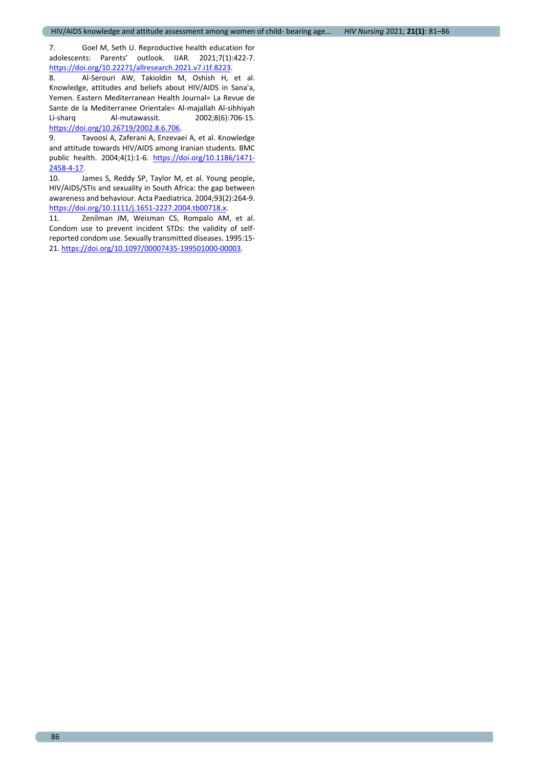7. Goel M, Seth U. Reproductive health education for adolescents: Parents' outlook. IJAR. 2021;7(1):422-7. https://doi.org/10.22271/allresearch.2021.v7.i1f.8223.

8. Al-Serouri AW, Takioldin M, Oshish H, et al. Knowledge, attitudes and beliefs about HIV/AIDS in Sana'a, Yemen. Eastern Mediterranean Health Journal= La Revue de Sante de la Mediterranee Orientale= Al-majallah Al-sihhiyah Li-sharq Al-mutawassit. 2002;8(6):706-15. https://doi.org/10.26719/2002.8.6.706.

9. Tavoosi A, Zaferani A, Enzevaei A, et al. Knowledge and attitude towards HIV/AIDS among Iranian students. BMC public health. 2004;4(1):1-6. https://doi.org/10.1186/1471-2458-4-17.

10. James S, Reddy SP, Taylor M, et al. Young people, HIV/AIDS/STIs and sexuality in South Africa: the gap between awareness and behaviour. Acta Paediatrica. 2004;93(2):264-9. https://doi.org/10.1111/j.1651-2227.2004.tb00718.x.

11. Zenilman JM, Weisman CS, Rompalo AM, et al. Condom use to prevent incident STDs: the validity of self-reported condom use. Sexually transmitted diseases. 1995:15-21. https://doi.org/10.1097/00007435-199501000-00003.